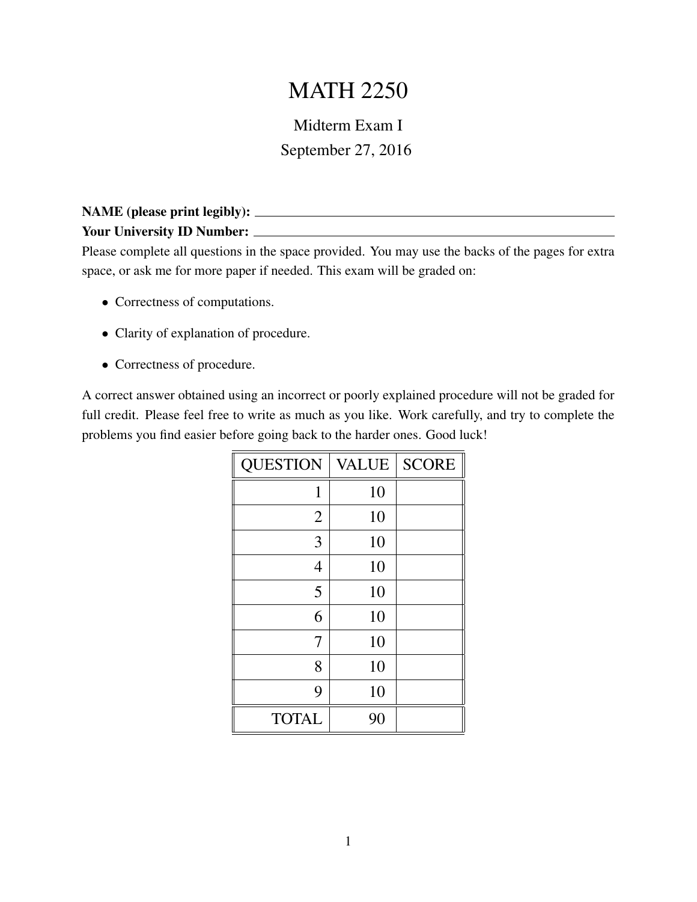# MATH 2250

Midterm Exam I

September 27, 2016

**NAME (please print legibly):** ____________________

**Your University ID Number:** ____________________

Please complete all questions in the space provided. You may use the backs of the pages for extra space, or ask me for more paper if needed. This exam will be graded on:

- Correctness of computations.
- Clarity of explanation of procedure.
- Correctness of procedure.

A correct answer obtained using an incorrect or poorly explained procedure will not be graded for full credit. Please feel free to write as much as you like. Work carefully, and try to complete the problems you find easier before going back to the harder ones. Good luck!

| QUESTION | VALUE | SCORE |
|---|---|---|
| 1 | 10 | |
| 2 | 10 | |
| 3 | 10 | |
| 4 | 10 | |
| 5 | 10 | |
| 6 | 10 | |
| 7 | 10 | |
| 8 | 10 | |
| 9 | 10 | |
| TOTAL | 90 | |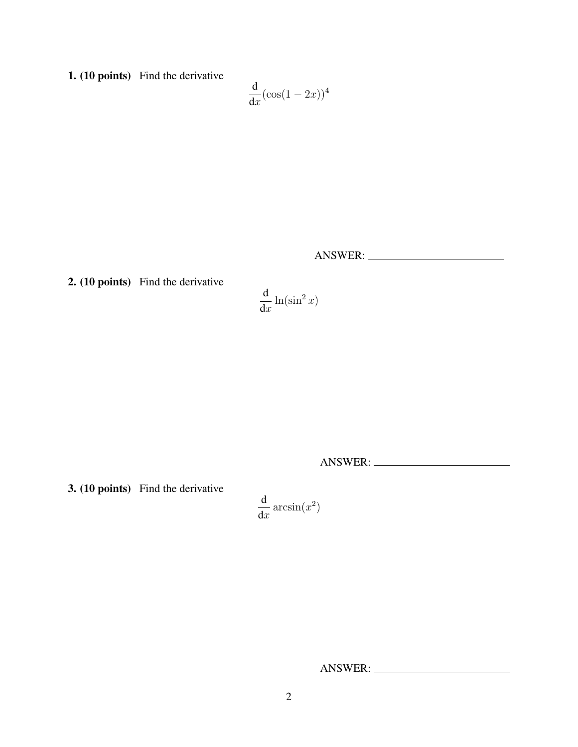**1. (10 points)** Find the derivative

$$\frac{\mathrm{d}}{\mathrm{d}x}(\cos(1-2x))^4$$

ANSWER: ________________________

**2. (10 points)** Find the derivative

$$\frac{\mathrm{d}}{\mathrm{d}x}\ln(\sin^2 x)$$

ANSWER: ________________________

**3. (10 points)** Find the derivative

$$\frac{\mathrm{d}}{\mathrm{d}x}\arcsin(x^2)$$

ANSWER: ________________________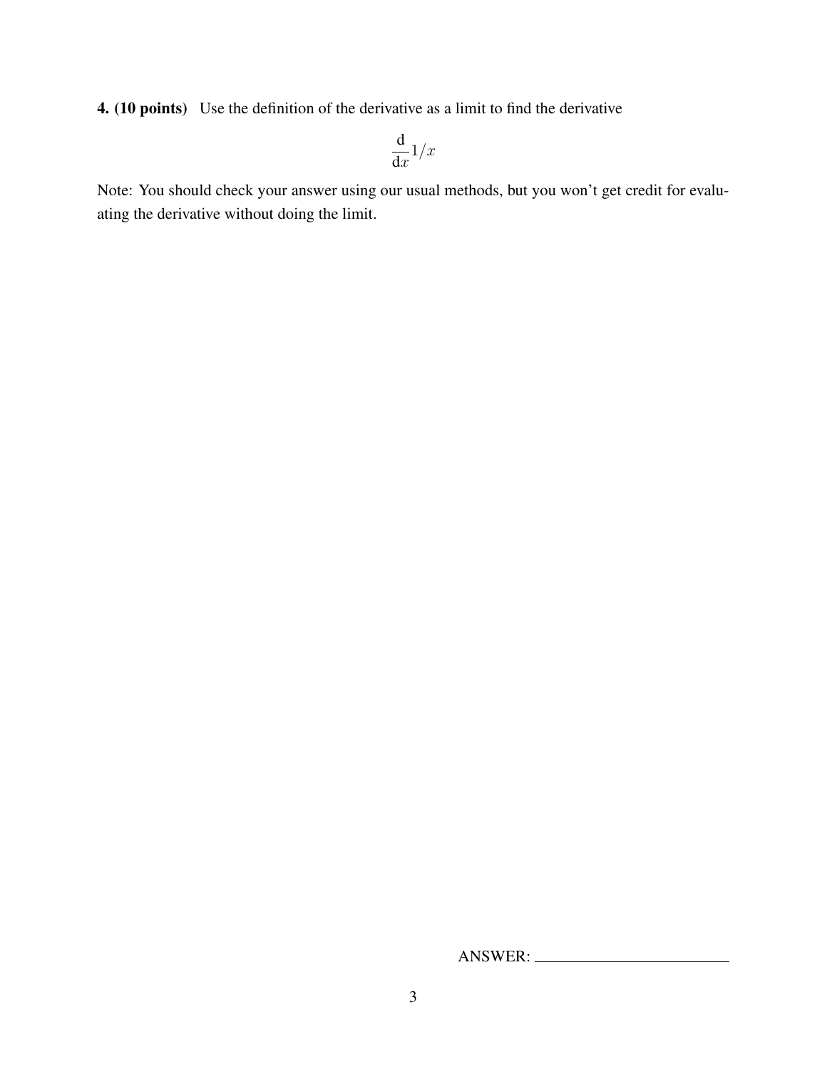**4. (10 points)** Use the definition of the derivative as a limit to find the derivative

$$\frac{\mathrm{d}}{\mathrm{d}x} 1/x$$

Note: You should check your answer using our usual methods, but you won't get credit for evaluating the derivative without doing the limit.

ANSWER: ______________________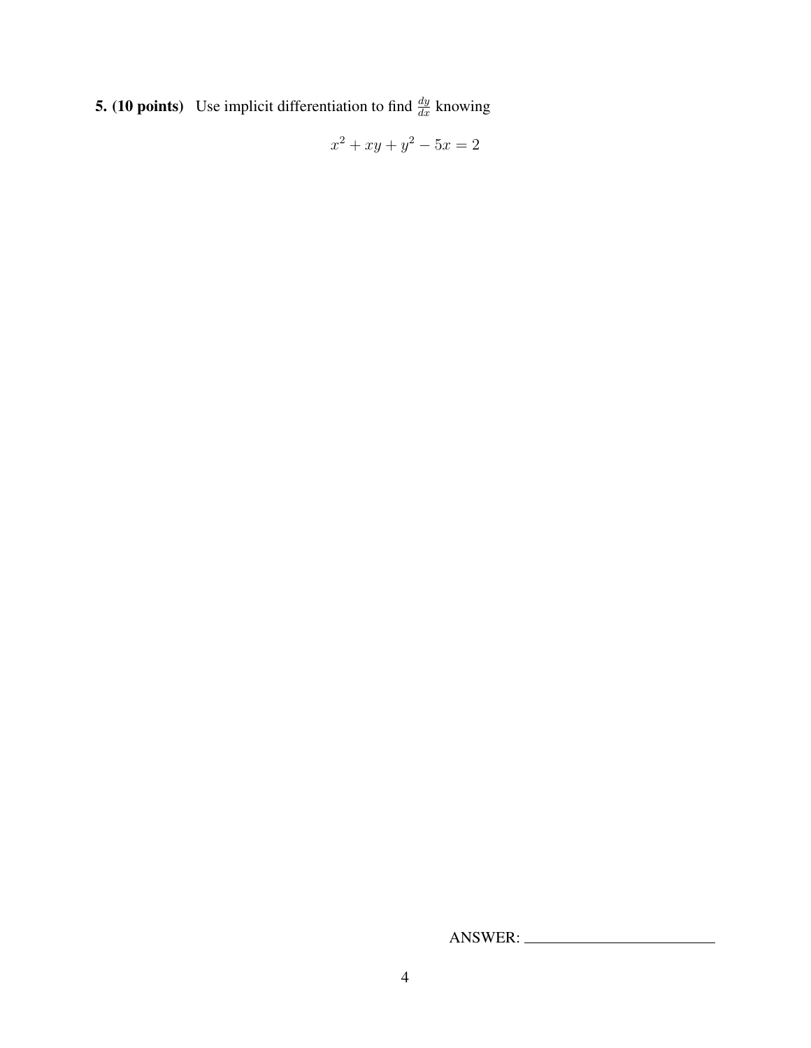**5. (10 points)** Use implicit differentiation to find $\frac{dy}{dx}$ knowing

$$x^2 + xy + y^2 - 5x = 2$$

ANSWER: ________________________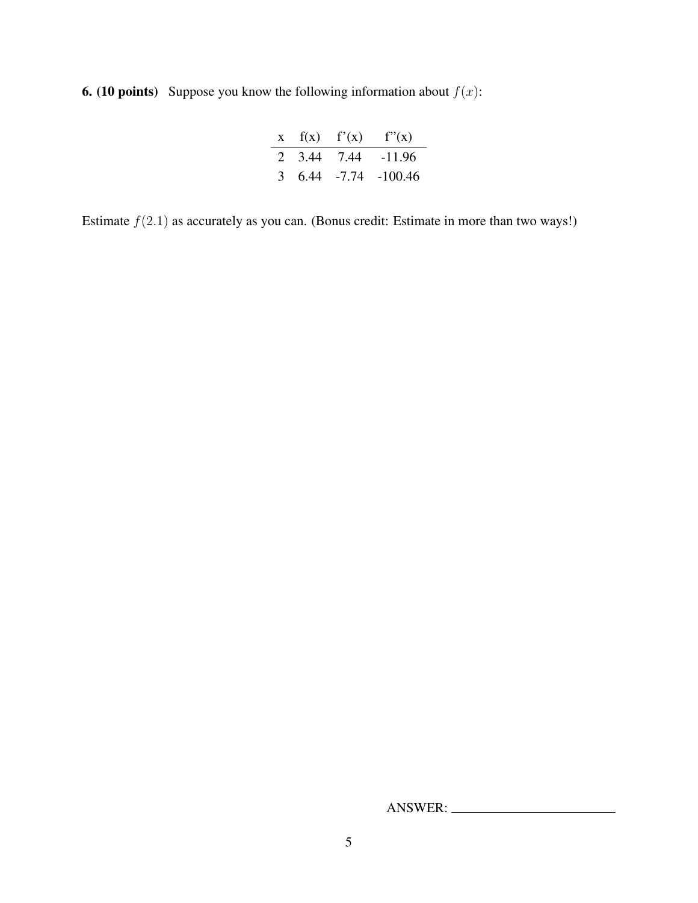**6. (10 points)** Suppose you know the following information about $f(x)$:

| x | f(x) | f'(x) | f"(x) |
|---|---|---|---|
| 2 | 3.44 | 7.44 | -11.96 |
| 3 | 6.44 | -7.74 | -100.46 |

Estimate $f(2.1)$ as accurately as you can. (Bonus credit: Estimate in more than two ways!)

ANSWER: ________________________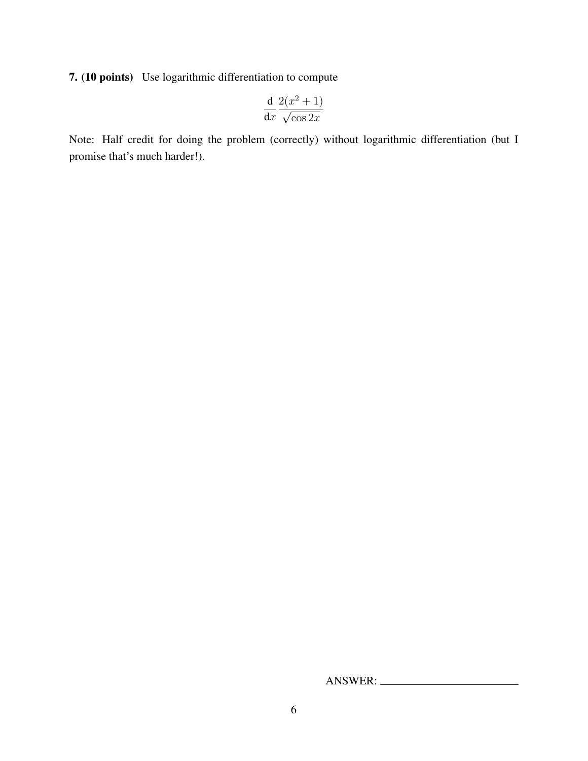**7. (10 points)** Use logarithmic differentiation to compute

$$\frac{\mathrm{d}}{\mathrm{d}x} \frac{2(x^2+1)}{\sqrt{\cos 2x}}$$

Note: Half credit for doing the problem (correctly) without logarithmic differentiation (but I promise that's much harder!).

ANSWER: \_\_\_\_\_\_\_\_\_\_\_\_\_\_\_\_\_\_\_\_\_\_\_\_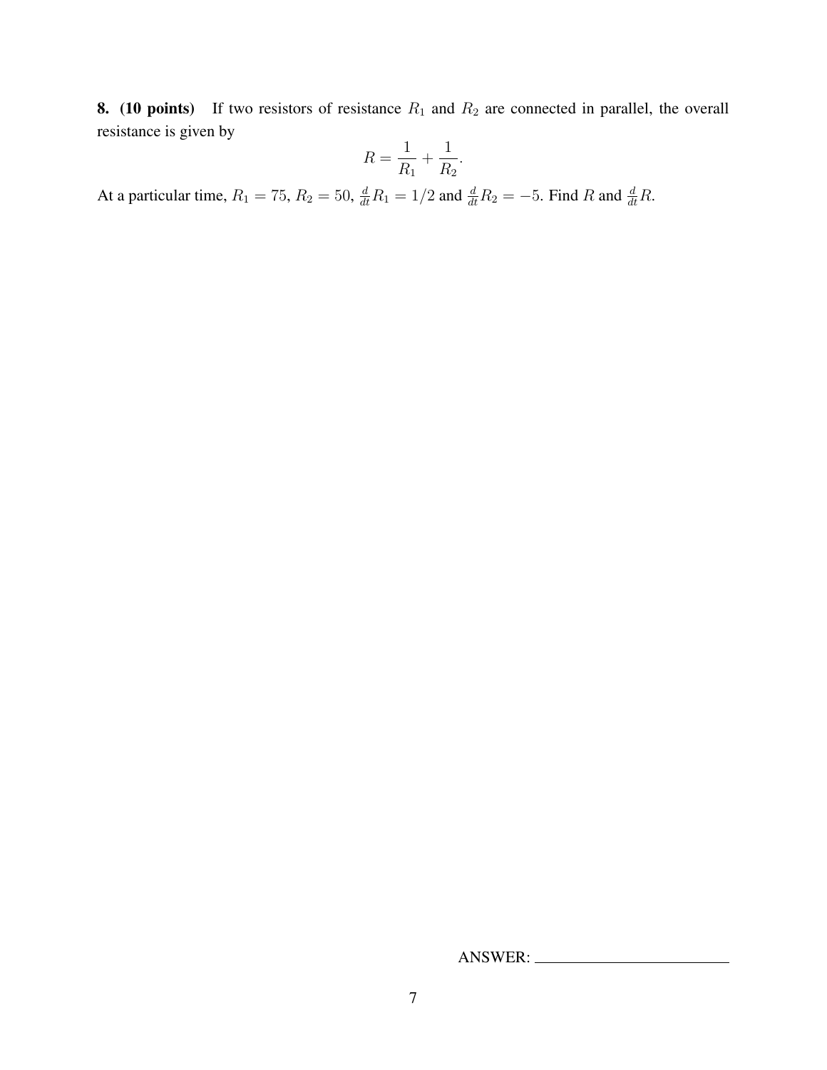**8. (10 points)** If two resistors of resistance $R_1$ and $R_2$ are connected in parallel, the overall resistance is given by

$$R = \frac{1}{R_1} + \frac{1}{R_2}.$$

At a particular time, $R_1 = 75$, $R_2 = 50$, $\frac{d}{dt}R_1 = 1/2$ and $\frac{d}{dt}R_2 = -5$. Find $R$ and $\frac{d}{dt}R$.

ANSWER: ________________________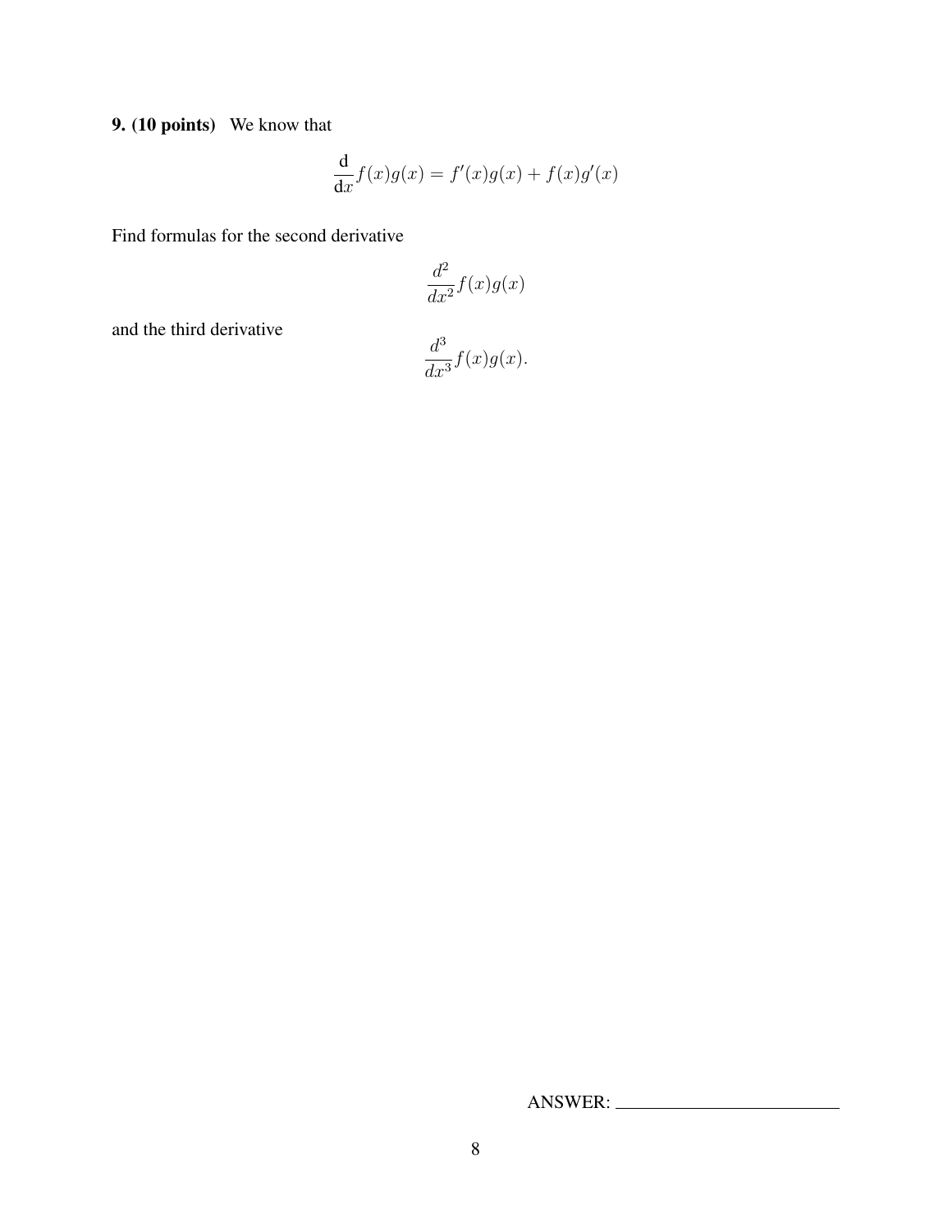**9. (10 points)** We know that

$$\frac{\mathrm{d}}{\mathrm{d}x} f(x)g(x) = f'(x)g(x) + f(x)g'(x)$$

Find formulas for the second derivative

$$\frac{d^2}{dx^2} f(x)g(x)$$

and the third derivative

$$\frac{d^3}{dx^3} f(x)g(x).$$

ANSWER: ______________________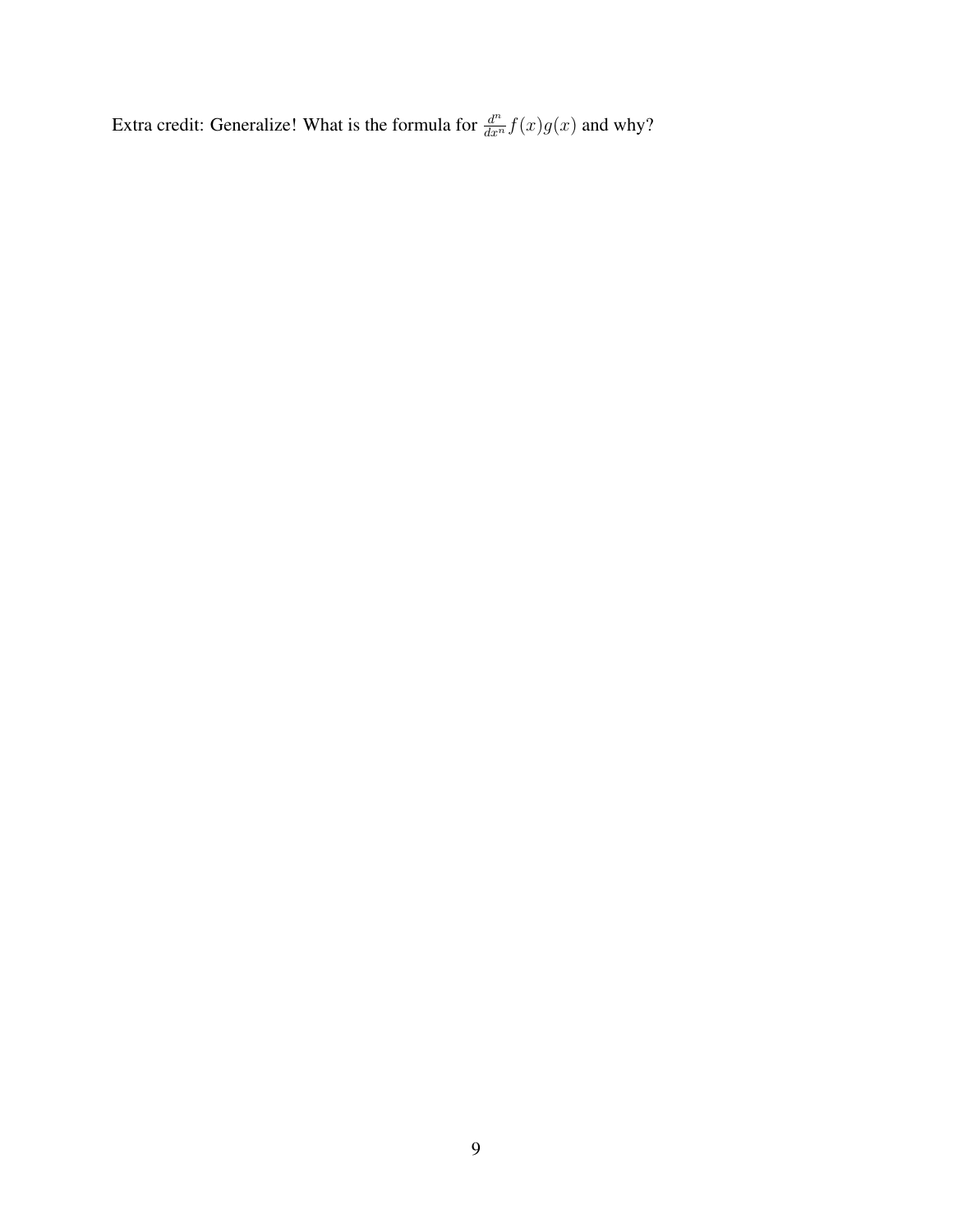Extra credit: Generalize! What is the formula for $\frac{d^n}{dx^n} f(x)g(x)$ and why?